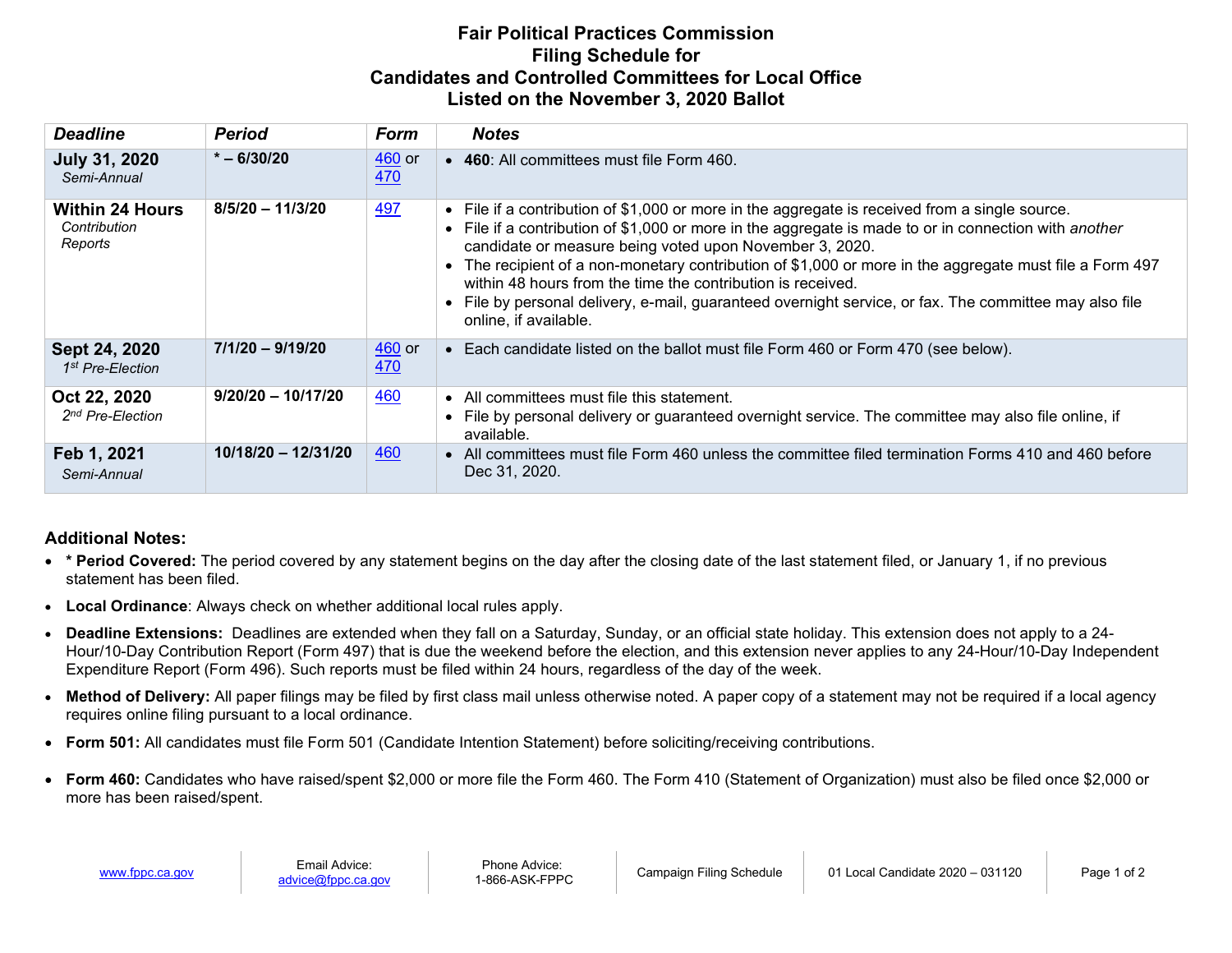# Fair Political Practices Commission
## Filing Schedule for Candidates and Controlled Committees for Local Office Listed on the November 3, 2020 Ballot

| *Deadline* | *Period* | *Form* | *Notes* |
|---|---|---|---|
| **July 31, 2020** *Semi-Annual* | * – 6/30/20 | 460 or 470 | • **460**: All committees must file Form 460. |
| **Within 24 Hours** *Contribution Reports* | 8/5/20 – 11/3/20 | 497 | • File if a contribution of $1,000 or more in the aggregate is received from a single source.<br>• File if a contribution of $1,000 or more in the aggregate is made to or in connection with *another* candidate or measure being voted upon November 3, 2020.<br>• The recipient of a non-monetary contribution of $1,000 or more in the aggregate must file a Form 497 within 48 hours from the time the contribution is received.<br>• File by personal delivery, e-mail, guaranteed overnight service, or fax. The committee may also file online, if available. |
| **Sept 24, 2020** *1st Pre-Election* | 7/1/20 – 9/19/20 | 460 or 470 | • Each candidate listed on the ballot must file Form 460 or Form 470 (see below). |
| **Oct 22, 2020** *2nd Pre-Election* | 9/20/20 – 10/17/20 | 460 | • All committees must file this statement.<br>• File by personal delivery or guaranteed overnight service. The committee may also file online, if available. |
| **Feb 1, 2021** *Semi-Annual* | 10/18/20 – 12/31/20 | 460 | • All committees must file Form 460 unless the committee filed termination Forms 410 and 460 before Dec 31, 2020. |

### Additional Notes:

- **\* Period Covered:** The period covered by any statement begins on the day after the closing date of the last statement filed, or January 1, if no previous statement has been filed.
- **Local Ordinance**: Always check on whether additional local rules apply.
- **Deadline Extensions:** Deadlines are extended when they fall on a Saturday, Sunday, or an official state holiday. This extension does not apply to a 24-Hour/10-Day Contribution Report (Form 497) that is due the weekend before the election, and this extension never applies to any 24-Hour/10-Day Independent Expenditure Report (Form 496). Such reports must be filed within 24 hours, regardless of the day of the week.
- **Method of Delivery:** All paper filings may be filed by first class mail unless otherwise noted. A paper copy of a statement may not be required if a local agency requires online filing pursuant to a local ordinance.
- **Form 501:** All candidates must file Form 501 (Candidate Intention Statement) before soliciting/receiving contributions.
- **Form 460:** Candidates who have raised/spent $2,000 or more file the Form 460. The Form 410 (Statement of Organization) must also be filed once $2,000 or more has been raised/spent.

www.fppc.ca.gov | Email Advice: advice@fppc.ca.gov | Phone Advice: 1-866-ASK-FPPC | Campaign Filing Schedule | 01 Local Candidate 2020 – 031120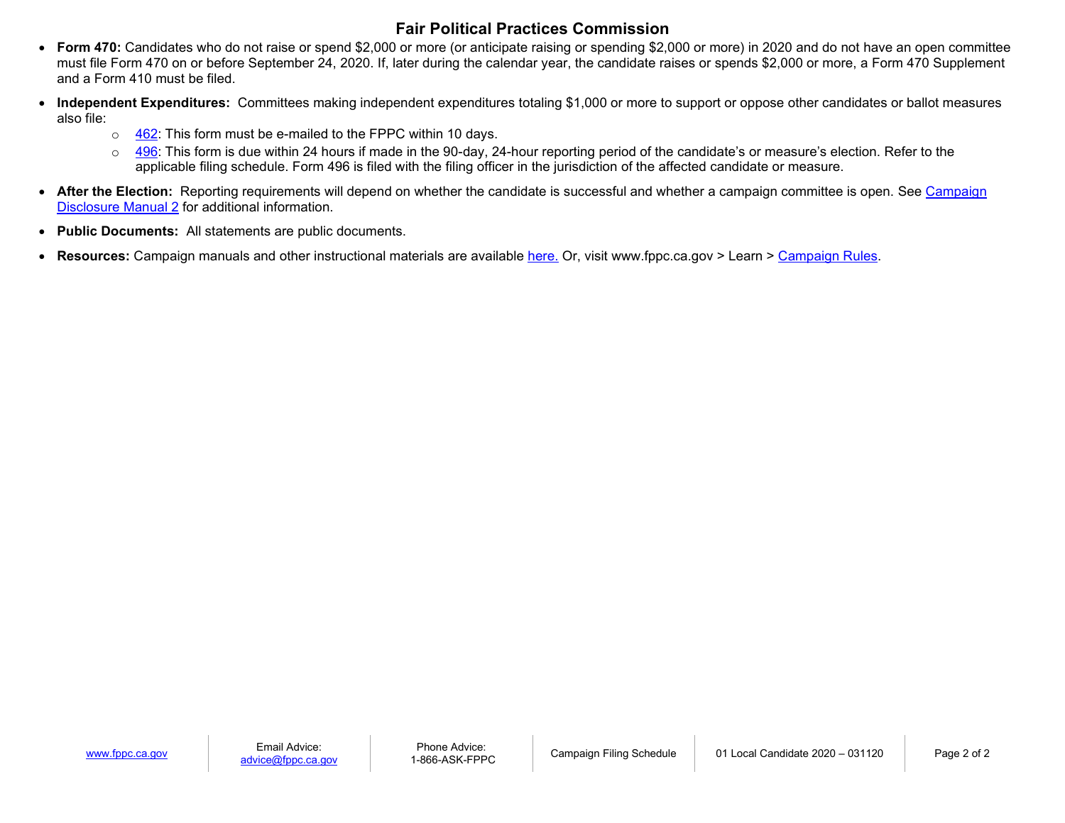## Fair Political Practices Commission

- **Form 470:** Candidates who do not raise or spend $2,000 or more (or anticipate raising or spending $2,000 or more) in 2020 and do not have an open committee must file Form 470 on or before September 24, 2020. If, later during the calendar year, the candidate raises or spends $2,000 or more, a Form 470 Supplement and a Form 410 must be filed.
- **Independent Expenditures:** Committees making independent expenditures totaling $1,000 or more to support or oppose other candidates or ballot measures also file:
  - 462: This form must be e-mailed to the FPPC within 10 days.
  - 496: This form is due within 24 hours if made in the 90-day, 24-hour reporting period of the candidate's or measure's election. Refer to the applicable filing schedule. Form 496 is filed with the filing officer in the jurisdiction of the affected candidate or measure.
- **After the Election:** Reporting requirements will depend on whether the candidate is successful and whether a campaign committee is open. See Campaign Disclosure Manual 2 for additional information.
- **Public Documents:** All statements are public documents.
- **Resources:** Campaign manuals and other instructional materials are available here. Or, visit www.fppc.ca.gov > Learn > Campaign Rules.